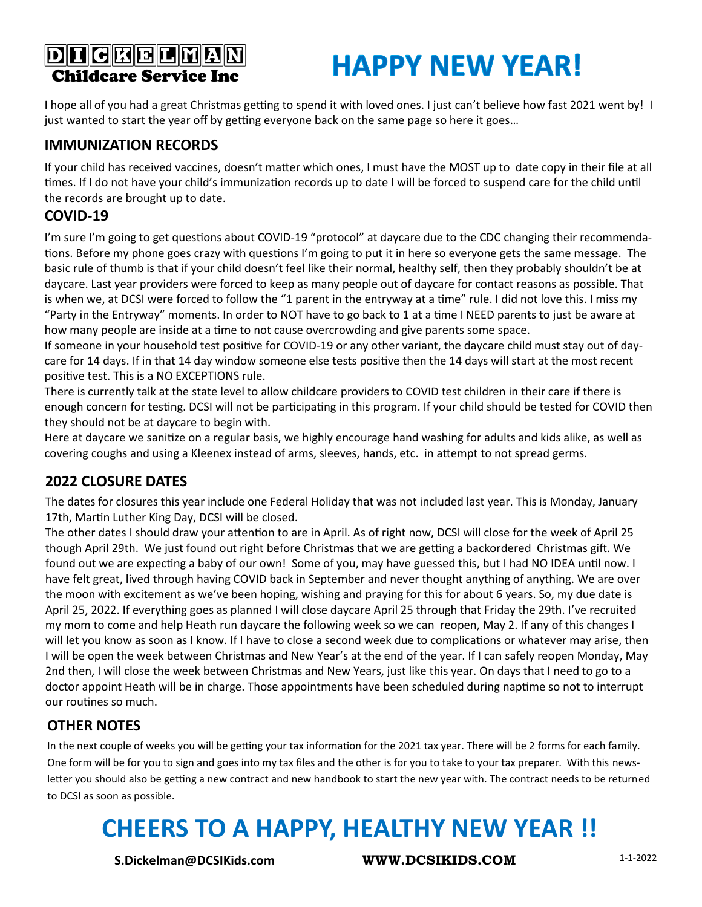# DICKELMAN Childcare Service Inc

# HAPPY NEW YEAR!

I hope all of you had a great Christmas getting to spend it with loved ones. I just can't believe how fast 2021 went by! I just wanted to start the year off by getting everyone back on the same page so here it goes…

## IMMUNIZATION RECORDS

If your child has received vaccines, doesn't matter which ones, I must have the MOST up to date copy in their file at all times. If I do not have your child's immunization records up to date I will be forced to suspend care for the child until the records are brought up to date.

## COVID-19

I'm sure I'm going to get questions about COVID-19 "protocol" at daycare due to the CDC changing their recommendations. Before my phone goes crazy with questions I'm going to put it in here so everyone gets the same message. The basic rule of thumb is that if your child doesn't feel like their normal, healthy self, then they probably shouldn't be at daycare. Last year providers were forced to keep as many people out of daycare for contact reasons as possible. That is when we, at DCSI were forced to follow the "1 parent in the entryway at a time" rule. I did not love this. I miss my "Party in the Entryway" moments. In order to NOT have to go back to 1 at a time I NEED parents to just be aware at how many people are inside at a time to not cause overcrowding and give parents some space.

If someone in your household test positive for COVID-19 or any other variant, the daycare child must stay out of daycare for 14 days. If in that 14 day window someone else tests positive then the 14 days will start at the most recent positive test. This is a NO EXCEPTIONS rule.

There is currently talk at the state level to allow childcare providers to COVID test children in their care if there is enough concern for testing. DCSI will not be participating in this program. If your child should be tested for COVID then they should not be at daycare to begin with.

Here at daycare we sanitize on a regular basis, we highly encourage hand washing for adults and kids alike, as well as covering coughs and using a Kleenex instead of arms, sleeves, hands, etc. in attempt to not spread germs.

## 2022 CLOSURE DATES

The dates for closures this year include one Federal Holiday that was not included last year. This is Monday, January 17th, Martin Luther King Day, DCSI will be closed.

The other dates I should draw your attention to are in April. As of right now, DCSI will close for the week of April 25 though April 29th. We just found out right before Christmas that we are getting a backordered Christmas gift. We found out we are expecting a baby of our own! Some of you, may have guessed this, but I had NO IDEA until now. I have felt great, lived through having COVID back in September and never thought anything of anything. We are over the moon with excitement as we've been hoping, wishing and praying for this for about 6 years. So, my due date is April 25, 2022. If everything goes as planned I will close daycare April 25 through that Friday the 29th. I've recruited my mom to come and help Heath run daycare the following week so we can reopen, May 2. If any of this changes I will let you know as soon as I know. If I have to close a second week due to complications or whatever may arise, then I will be open the week between Christmas and New Year's at the end of the year. If I can safely reopen Monday, May 2nd then, I will close the week between Christmas and New Years, just like this year. On days that I need to go to a doctor appoint Heath will be in charge. Those appointments have been scheduled during naptime so not to interrupt our routines so much.

## OTHER NOTES

In the next couple of weeks you will be getting your tax information for the 2021 tax year. There will be 2 forms for each family. One form will be for you to sign and goes into my tax files and the other is for you to take to your tax preparer. With this newsletter you should also be getting a new contract and new handbook to start the new year with. The contract needs to be returned to DCSI as soon as possible.

# CHEERS TO A HAPPY, HEALTHY NEW YEAR !!

S.Dickelman@DCSIKids.com WWW.DCSIKIDS.COM 1-1-2022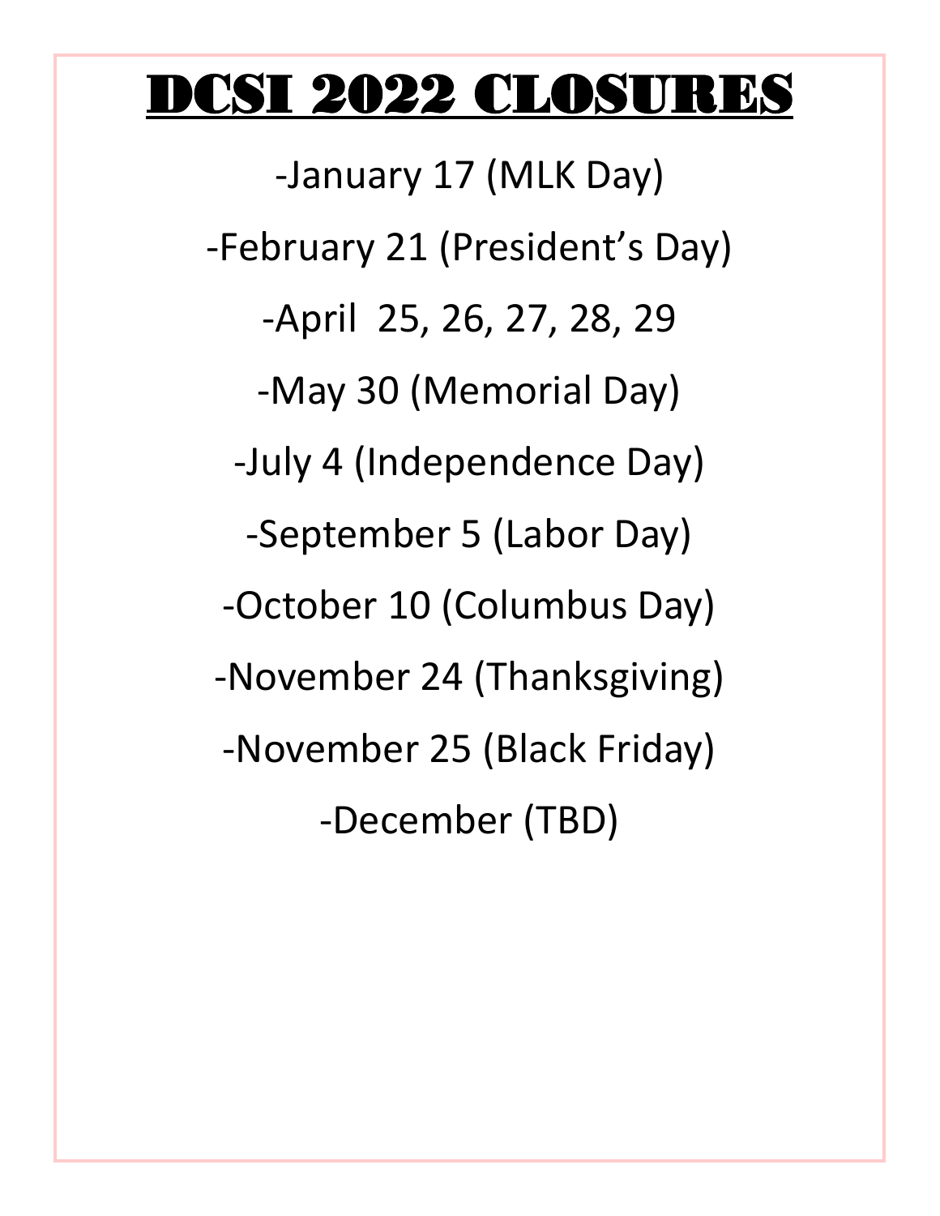# DCSI 2022 CLOSURES

-January 17 (MLK Day)

-February 21 (President's Day)

-April 25, 26, 27, 28, 29

-May 30 (Memorial Day)

-July 4 (Independence Day)

-September 5 (Labor Day)

-October 10 (Columbus Day)

-November 24 (Thanksgiving)

-November 25 (Black Friday)

-December (TBD)